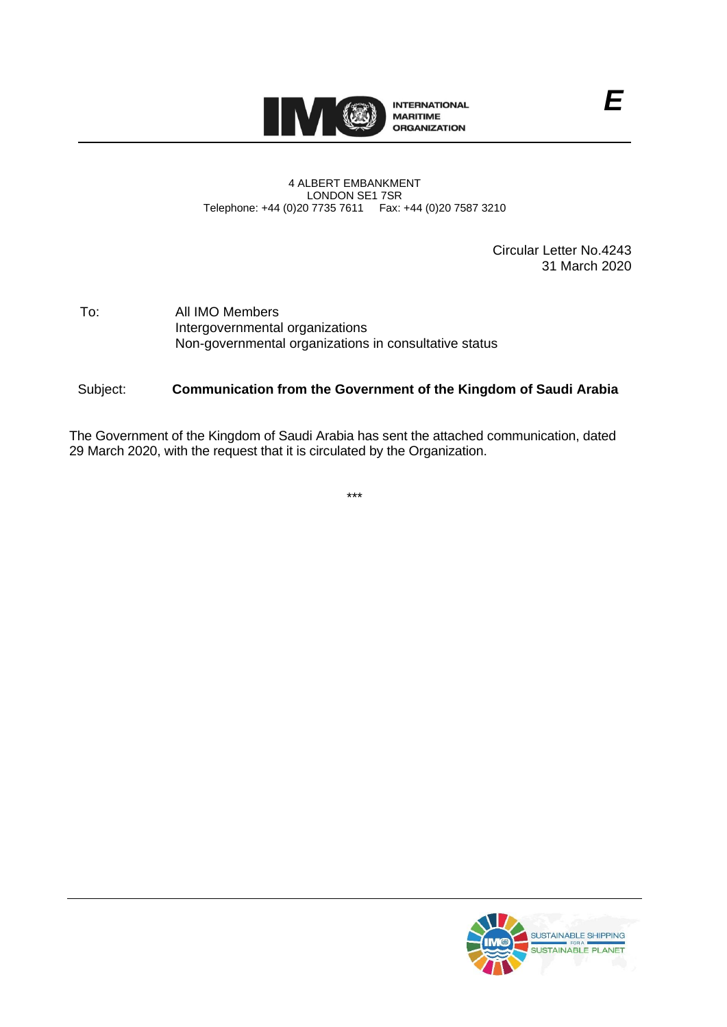INTERNATIONAL MARITIME ORGANIZATION

E

4 ALBERT EMBANKMENT
LONDON SE1 7SR
Telephone: +44 (0)20 7735 7611 Fax: +44 (0)20 7587 3210

Circular Letter No.4243
31 March 2020

To: All IMO Members
Intergovernmental organizations
Non-governmental organizations in consultative status

Subject: **Communication from the Government of the Kingdom of Saudi Arabia**

The Government of the Kingdom of Saudi Arabia has sent the attached communication, dated 29 March 2020, with the request that it is circulated by the Organization.

\*\*\*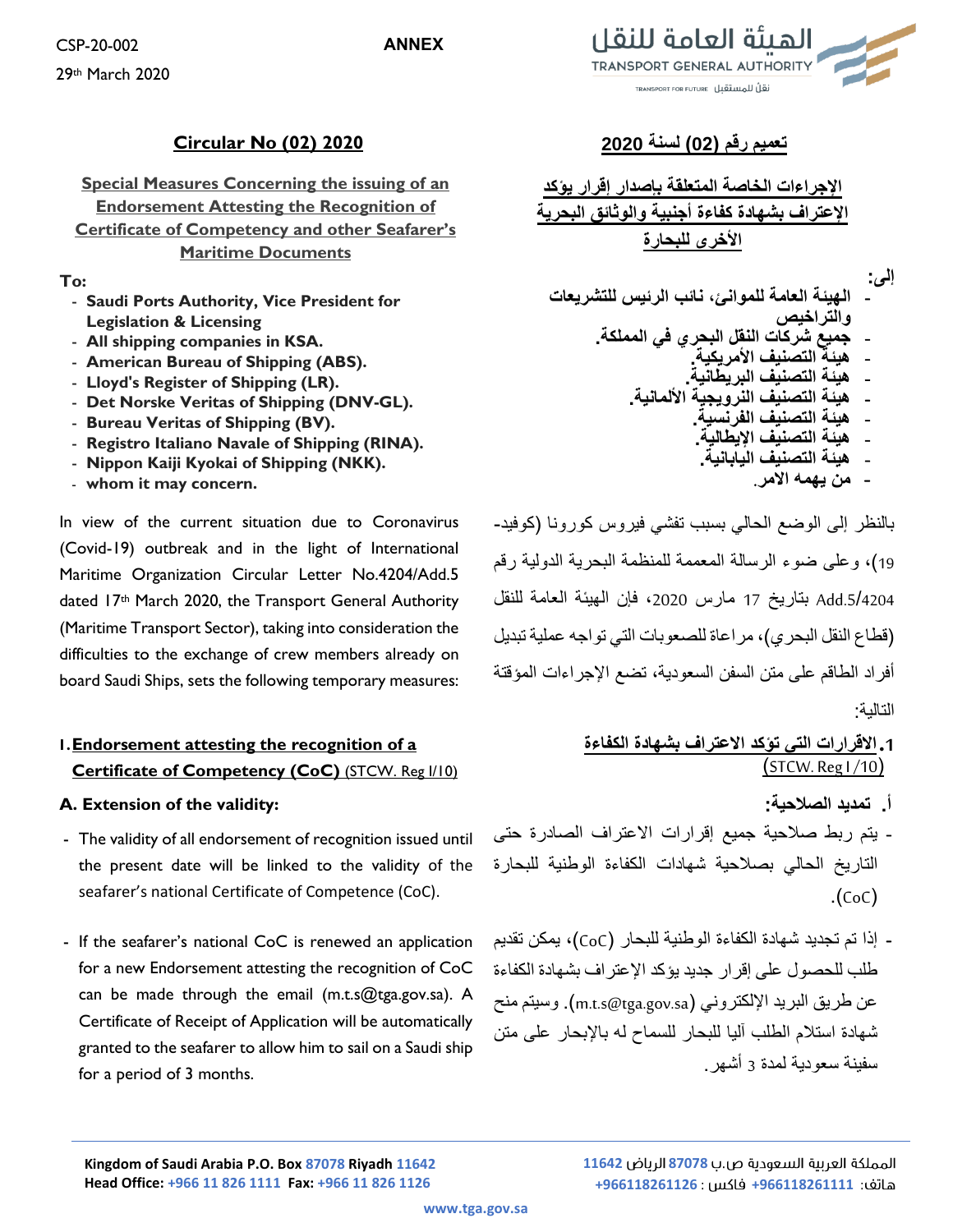CSP-20-002

29th March 2020

**ANNEX**

## Circular No (02) 2020

### Special Measures Concerning the issuing of an Endorsement Attesting the Recognition of Certificate of Competency and other Seafarer's Maritime Documents

**To:**

- **Saudi Ports Authority, Vice President for Legislation & Licensing**
- **All shipping companies in KSA.**
- **American Bureau of Shipping (ABS).**
- **Lloyd's Register of Shipping (LR).**
- **Det Norske Veritas of Shipping (DNV-GL).**
- **Bureau Veritas of Shipping (BV).**
- **Registro Italiano Navale of Shipping (RINA).**
- **Nippon Kaiji Kyokai of Shipping (NKK).**
- **whom it may concern.**

In view of the current situation due to Coronavirus (Covid-19) outbreak and in the light of International Maritime Organization Circular Letter No.4204/Add.5 dated 17th March 2020, the Transport General Authority (Maritime Transport Sector), taking into consideration the difficulties to the exchange of crew members already on board Saudi Ships, sets the following temporary measures:

### 1. Endorsement attesting the recognition of a Certificate of Competency (CoC) (STCW. Reg I/10)

**A. Extension of the validity:**

- The validity of all endorsement of recognition issued until the present date will be linked to the validity of the seafarer's national Certificate of Competence (CoC).
- If the seafarer's national CoC is renewed an application for a new Endorsement attesting the recognition of CoC can be made through the email (m.t.s@tga.gov.sa). A Certificate of Receipt of Application will be automatically granted to the seafarer to allow him to sail on a Saudi ship for a period of 3 months.

## تعميم رقم (02) لسنة 2020

### الإجراءات الخاصة المتعلقة بإصدار إقرار يؤكد الإعتراف بشهادة كفاءة أجنبية والوثائق البحرية الأخرى للبحارة

**إلى:**

- **الهيئة العامة للموانئ، نائب الرئيس للتشريعات والتراخيص**
- **جميع شركات النقل البحري في المملكة.**
- **هيئة التصنيف الأمريكية.**
- **هيئة التصنيف البريطانية.**
- **هيئة التصنيف النرويجية الألمانية.**
- **هيئة التصنيف الفرنسية.**
- **هيئة التصنيف الإيطالية.**
- **هيئة التصنيف اليابانية.**
- **من يهمه الامر.**

بالنظر إلى الوضع الحالي بسبب تفشي فيروس كورونا (كوفيد-19)، وعلى ضوء الرسالة المعممة للمنظمة البحرية الدولية رقم 4204/Add.5 بتاريخ 17 مارس 2020، فإن الهيئة العامة للنقل (قطاع النقل البحري)، مراعاة للصعوبات التي تواجه عملية تبديل أفراد الطاقم على متن السفن السعودية، تضع الإجراءات المؤقتة التالية:

### 1. الاقرارات التي تؤكد الاعتراف بشهادة الكفاءة (STCW. Reg I/10)

**أ. تمديد الصلاحية:**

- يتم ربط صلاحية جميع إقرارات الاعتراف الصادرة حتى التاريخ الحالي بصلاحية شهادات الكفاءة الوطنية للبحارة (CoC).
- إذا تم تجديد شهادة الكفاءة الوطنية للبحار (CoC)، يمكن تقديم طلب للحصول على إقرار جديد يؤكد الإعتراف بشهادة الكفاءة عن طريق البريد الإلكتروني (m.t.s@tga.gov.sa). وسيتم منح شهادة استلام الطلب آليا للبحار للسماح له بالإبحار على متن سفينة سعودية لمدة 3 أشهر.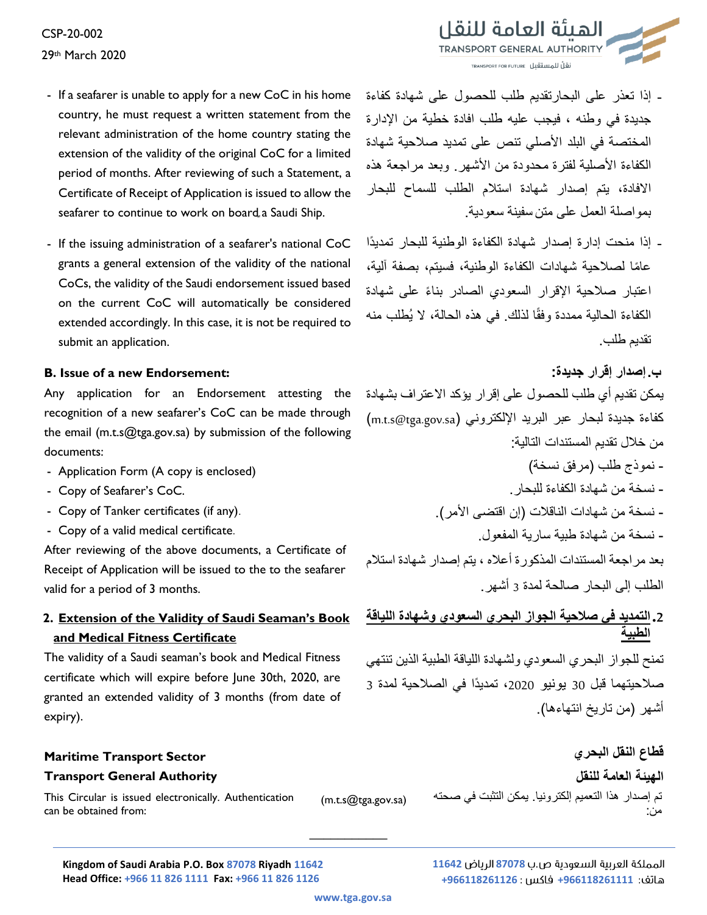CSP-20-002
29th March 2020

- If a seafarer is unable to apply for a new CoC in his home country, he must request a written statement from the relevant administration of the home country stating the extension of the validity of the original CoC for a limited period of months. After reviewing of such a Statement, a Certificate of Receipt of Application is issued to allow the seafarer to continue to work on board a Saudi Ship.

- If the issuing administration of a seafarer's national CoC grants a general extension of the validity of the national CoCs, the validity of the Saudi endorsement issued based on the current CoC will automatically be considered extended accordingly. In this case, it is not required to submit an application.

**B. Issue of a new Endorsement:**

Any application for an Endorsement attesting the recognition of a new seafarer's CoC can be made through the email (m.t.s@tga.gov.sa) by submission of the following documents:

- Application Form (A copy is enclosed)
- Copy of Seafarer's CoC.
- Copy of Tanker certificates (if any).
- Copy of a valid medical certificate.

After reviewing of the above documents, a Certificate of Receipt of Application will be issued to the to the seafarer valid for a period of 3 months.

## 2. Extension of the Validity of Saudi Seaman's Book and Medical Fitness Certificate

The validity of a Saudi seaman's book and Medical Fitness certificate which will expire before June 30th, 2020, are granted an extended validity of 3 months (from date of expiry).

**Maritime Transport Sector**
**Transport General Authority**

This Circular is issued electronically. Authentication can be obtained from: (m.t.s@tga.gov.sa)

- إذا تعذر على البحارتقديم طلب للحصول على شهادة كفاءة جديدة في وطنه ، فيجب عليه طلب افادة خطية من الإدارة المختصة في البلد الأصلي تنص على تمديد صلاحية شهادة الكفاءة الأصلية لفترة محدودة من الأشهر. وبعد مراجعة هذه الافادة، يتم إصدار شهادة استلام الطلب للسماح للبحار بمواصلة العمل على متن سفينة سعودية.

- إذا منحت إدارة إصدار شهادة الكفاءة الوطنية للبحار تمديدًا عامًا لصلاحية شهادات الكفاءة الوطنية، فسيتم، بصفة آلية، اعتبار صلاحية الإقرار السعودي الصادر بناءً على شهادة الكفاءة الحالية ممددة وفقًا لذلك. في هذه الحالة، لا يُطلب منه تقديم طلب.

**ب. إصدار إقرار جديدة:**

يمكن تقديم أي طلب للحصول على إقرار يؤكد الاعتراف بشهادة كفاءة جديدة لبحار عبر البريد الإلكتروني (m.t.s@tga.gov.sa) من خلال تقديم المستندات التالية:

- نموذج طلب (مرفق نسخة)
- نسخة من شهادة الكفاءة للبحار.
- نسخة من شهادات الناقلات (إن اقتضى الأمر).
- نسخة من شهادة طبية سارية المفعول.

بعد مراجعة المستندات المذكورة أعلاه ، يتم إصدار شهادة استلام الطلب إلى البحار صالحة لمدة 3 أشهر.

## 2. التمديد في صلاحية الجواز البحري السعودي وشهادة اللياقة الطبية

تمنح للجواز البحري السعودي ولشهادة اللياقة الطبية الذين تنتهي صلاحيتهما قبل 30 يونيو 2020، تمديدًا في الصلاحية لمدة 3 أشهر (من تاريخ انتهاءها).

**قطاع النقل البحري**
**الهيئة العامة للنقل**

تم إصدار هذا التعميم إلكترونيا. يمكن التثبت في صحته من: